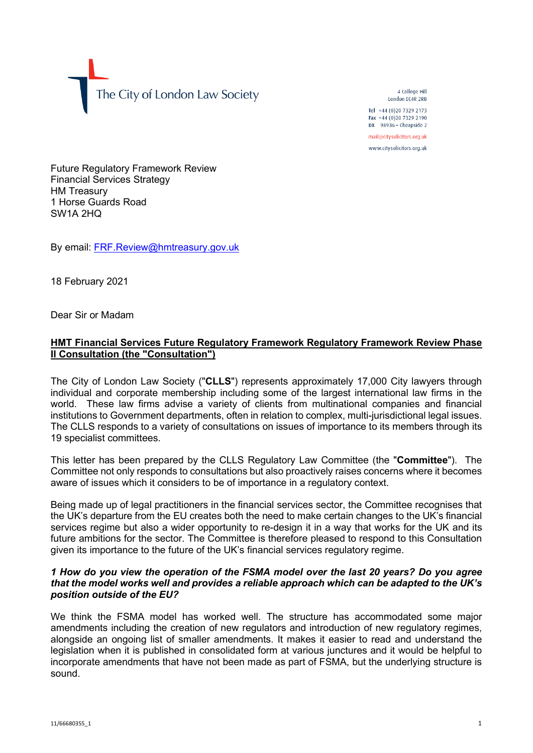The City of London Law Society

4 College Hill
London EC4R 2RB

Tel +44 (0)20 7329 2173
Fax +44 (0)20 7329 2190
DX 98936 – Cheapside 2

mail@citysolicitors.org.uk

www.citysolicitors.org.uk

Future Regulatory Framework Review
Financial Services Strategy
HM Treasury
1 Horse Guards Road
SW1A 2HQ

By email: FRF.Review@hmtreasury.gov.uk

18 February 2021

Dear Sir or Madam

**HMT Financial Services Future Regulatory Framework Regulatory Framework Review Phase II Consultation (the "Consultation")**

The City of London Law Society ("**CLLS**") represents approximately 17,000 City lawyers through individual and corporate membership including some of the largest international law firms in the world. These law firms advise a variety of clients from multinational companies and financial institutions to Government departments, often in relation to complex, multi-jurisdictional legal issues. The CLLS responds to a variety of consultations on issues of importance to its members through its 19 specialist committees.

This letter has been prepared by the CLLS Regulatory Law Committee (the "**Committee**"). The Committee not only responds to consultations but also proactively raises concerns where it becomes aware of issues which it considers to be of importance in a regulatory context.

Being made up of legal practitioners in the financial services sector, the Committee recognises that the UK's departure from the EU creates both the need to make certain changes to the UK's financial services regime but also a wider opportunity to re-design it in a way that works for the UK and its future ambitions for the sector. The Committee is therefore pleased to respond to this Consultation given its importance to the future of the UK's financial services regulatory regime.

***1 How do you view the operation of the FSMA model over the last 20 years? Do you agree that the model works well and provides a reliable approach which can be adapted to the UK's position outside of the EU?***

We think the FSMA model has worked well. The structure has accommodated some major amendments including the creation of new regulators and introduction of new regulatory regimes, alongside an ongoing list of smaller amendments. It makes it easier to read and understand the legislation when it is published in consolidated form at various junctures and it would be helpful to incorporate amendments that have not been made as part of FSMA, but the underlying structure is sound.

11/66680355_1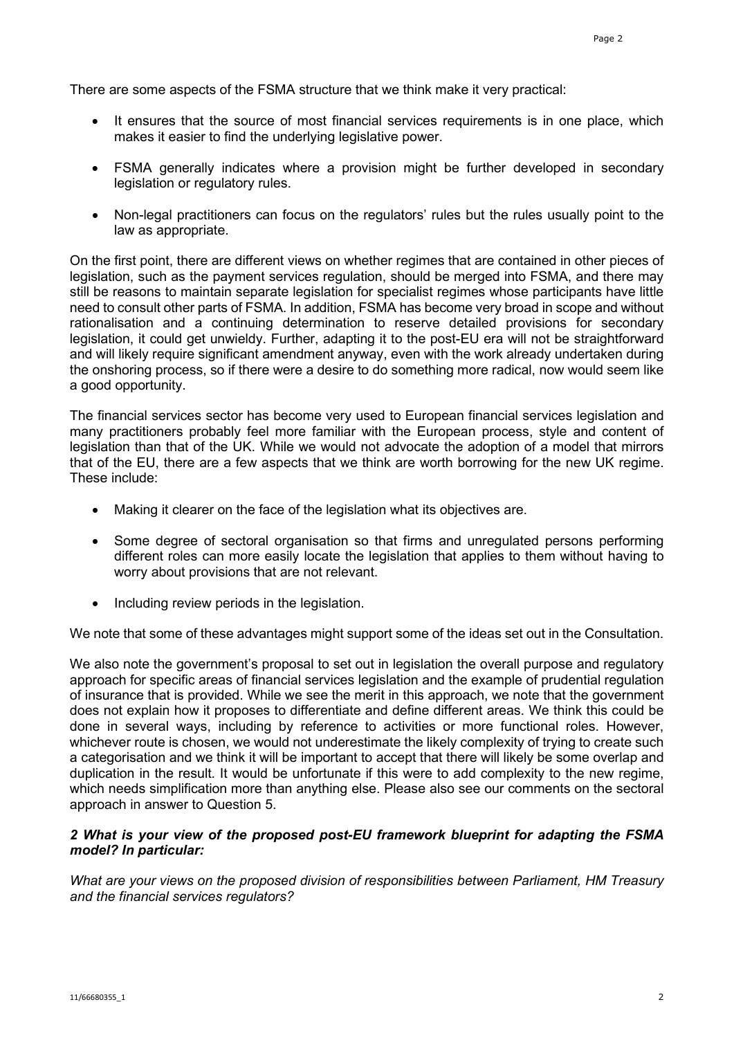There are some aspects of the FSMA structure that we think make it very practical:

- It ensures that the source of most financial services requirements is in one place, which makes it easier to find the underlying legislative power.
- FSMA generally indicates where a provision might be further developed in secondary legislation or regulatory rules.
- Non-legal practitioners can focus on the regulators' rules but the rules usually point to the law as appropriate.

On the first point, there are different views on whether regimes that are contained in other pieces of legislation, such as the payment services regulation, should be merged into FSMA, and there may still be reasons to maintain separate legislation for specialist regimes whose participants have little need to consult other parts of FSMA. In addition, FSMA has become very broad in scope and without rationalisation and a continuing determination to reserve detailed provisions for secondary legislation, it could get unwieldy. Further, adapting it to the post-EU era will not be straightforward and will likely require significant amendment anyway, even with the work already undertaken during the onshoring process, so if there were a desire to do something more radical, now would seem like a good opportunity.

The financial services sector has become very used to European financial services legislation and many practitioners probably feel more familiar with the European process, style and content of legislation than that of the UK. While we would not advocate the adoption of a model that mirrors that of the EU, there are a few aspects that we think are worth borrowing for the new UK regime. These include:

- Making it clearer on the face of the legislation what its objectives are.
- Some degree of sectoral organisation so that firms and unregulated persons performing different roles can more easily locate the legislation that applies to them without having to worry about provisions that are not relevant.
- Including review periods in the legislation.

We note that some of these advantages might support some of the ideas set out in the Consultation.

We also note the government's proposal to set out in legislation the overall purpose and regulatory approach for specific areas of financial services legislation and the example of prudential regulation of insurance that is provided. While we see the merit in this approach, we note that the government does not explain how it proposes to differentiate and define different areas. We think this could be done in several ways, including by reference to activities or more functional roles. However, whichever route is chosen, we would not underestimate the likely complexity of trying to create such a categorisation and we think it will be important to accept that there will likely be some overlap and duplication in the result. It would be unfortunate if this were to add complexity to the new regime, which needs simplification more than anything else. Please also see our comments on the sectoral approach in answer to Question 5.

***2 What is your view of the proposed post-EU framework blueprint for adapting the FSMA model? In particular:***

*What are your views on the proposed division of responsibilities between Parliament, HM Treasury and the financial services regulators?*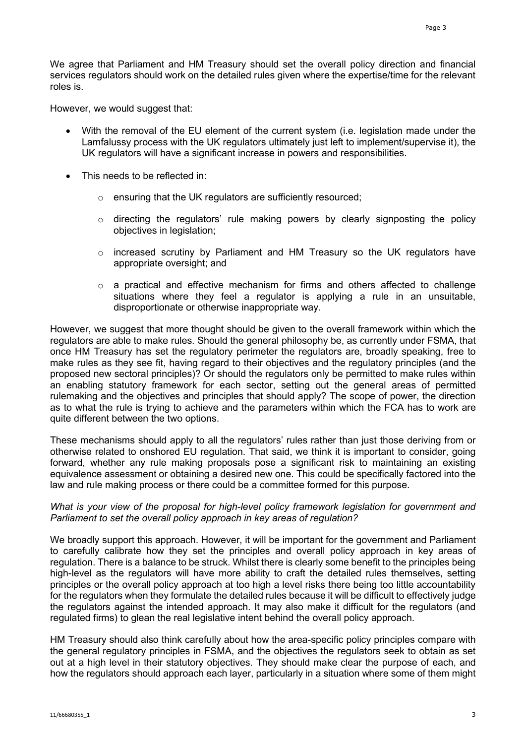We agree that Parliament and HM Treasury should set the overall policy direction and financial services regulators should work on the detailed rules given where the expertise/time for the relevant roles is.

However, we would suggest that:

- With the removal of the EU element of the current system (i.e. legislation made under the Lamfalussy process with the UK regulators ultimately just left to implement/supervise it), the UK regulators will have a significant increase in powers and responsibilities.
- This needs to be reflected in:
  - ensuring that the UK regulators are sufficiently resourced;
  - directing the regulators' rule making powers by clearly signposting the policy objectives in legislation;
  - increased scrutiny by Parliament and HM Treasury so the UK regulators have appropriate oversight; and
  - a practical and effective mechanism for firms and others affected to challenge situations where they feel a regulator is applying a rule in an unsuitable, disproportionate or otherwise inappropriate way.

However, we suggest that more thought should be given to the overall framework within which the regulators are able to make rules. Should the general philosophy be, as currently under FSMA, that once HM Treasury has set the regulatory perimeter the regulators are, broadly speaking, free to make rules as they see fit, having regard to their objectives and the regulatory principles (and the proposed new sectoral principles)? Or should the regulators only be permitted to make rules within an enabling statutory framework for each sector, setting out the general areas of permitted rulemaking and the objectives and principles that should apply? The scope of power, the direction as to what the rule is trying to achieve and the parameters within which the FCA has to work are quite different between the two options.

These mechanisms should apply to all the regulators' rules rather than just those deriving from or otherwise related to onshored EU regulation. That said, we think it is important to consider, going forward, whether any rule making proposals pose a significant risk to maintaining an existing equivalence assessment or obtaining a desired new one. This could be specifically factored into the law and rule making process or there could be a committee formed for this purpose.

*What is your view of the proposal for high-level policy framework legislation for government and Parliament to set the overall policy approach in key areas of regulation?*

We broadly support this approach. However, it will be important for the government and Parliament to carefully calibrate how they set the principles and overall policy approach in key areas of regulation. There is a balance to be struck. Whilst there is clearly some benefit to the principles being high-level as the regulators will have more ability to craft the detailed rules themselves, setting principles or the overall policy approach at too high a level risks there being too little accountability for the regulators when they formulate the detailed rules because it will be difficult to effectively judge the regulators against the intended approach. It may also make it difficult for the regulators (and regulated firms) to glean the real legislative intent behind the overall policy approach.

HM Treasury should also think carefully about how the area-specific policy principles compare with the general regulatory principles in FSMA, and the objectives the regulators seek to obtain as set out at a high level in their statutory objectives. They should make clear the purpose of each, and how the regulators should approach each layer, particularly in a situation where some of them might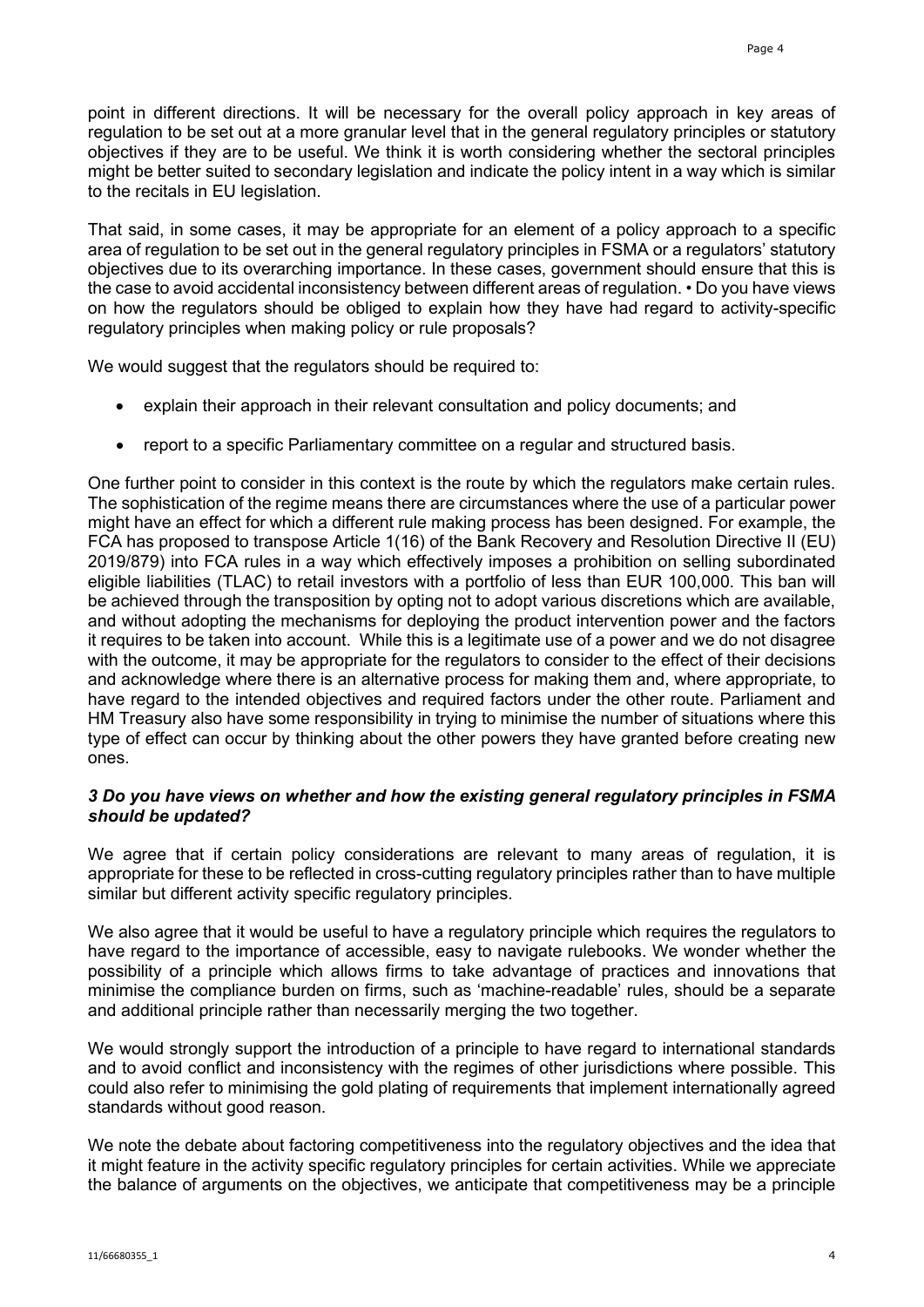point in different directions. It will be necessary for the overall policy approach in key areas of regulation to be set out at a more granular level that in the general regulatory principles or statutory objectives if they are to be useful. We think it is worth considering whether the sectoral principles might be better suited to secondary legislation and indicate the policy intent in a way which is similar to the recitals in EU legislation.

That said, in some cases, it may be appropriate for an element of a policy approach to a specific area of regulation to be set out in the general regulatory principles in FSMA or a regulators' statutory objectives due to its overarching importance. In these cases, government should ensure that this is the case to avoid accidental inconsistency between different areas of regulation. • Do you have views on how the regulators should be obliged to explain how they have had regard to activity-specific regulatory principles when making policy or rule proposals?

We would suggest that the regulators should be required to:

- explain their approach in their relevant consultation and policy documents; and
- report to a specific Parliamentary committee on a regular and structured basis.

One further point to consider in this context is the route by which the regulators make certain rules. The sophistication of the regime means there are circumstances where the use of a particular power might have an effect for which a different rule making process has been designed. For example, the FCA has proposed to transpose Article 1(16) of the Bank Recovery and Resolution Directive II (EU) 2019/879) into FCA rules in a way which effectively imposes a prohibition on selling subordinated eligible liabilities (TLAC) to retail investors with a portfolio of less than EUR 100,000. This ban will be achieved through the transposition by opting not to adopt various discretions which are available, and without adopting the mechanisms for deploying the product intervention power and the factors it requires to be taken into account. While this is a legitimate use of a power and we do not disagree with the outcome, it may be appropriate for the regulators to consider to the effect of their decisions and acknowledge where there is an alternative process for making them and, where appropriate, to have regard to the intended objectives and required factors under the other route. Parliament and HM Treasury also have some responsibility in trying to minimise the number of situations where this type of effect can occur by thinking about the other powers they have granted before creating new ones.

### *3 Do you have views on whether and how the existing general regulatory principles in FSMA should be updated?*

We agree that if certain policy considerations are relevant to many areas of regulation, it is appropriate for these to be reflected in cross-cutting regulatory principles rather than to have multiple similar but different activity specific regulatory principles.

We also agree that it would be useful to have a regulatory principle which requires the regulators to have regard to the importance of accessible, easy to navigate rulebooks. We wonder whether the possibility of a principle which allows firms to take advantage of practices and innovations that minimise the compliance burden on firms, such as 'machine-readable' rules, should be a separate and additional principle rather than necessarily merging the two together.

We would strongly support the introduction of a principle to have regard to international standards and to avoid conflict and inconsistency with the regimes of other jurisdictions where possible. This could also refer to minimising the gold plating of requirements that implement internationally agreed standards without good reason.

We note the debate about factoring competitiveness into the regulatory objectives and the idea that it might feature in the activity specific regulatory principles for certain activities. While we appreciate the balance of arguments on the objectives, we anticipate that competitiveness may be a principle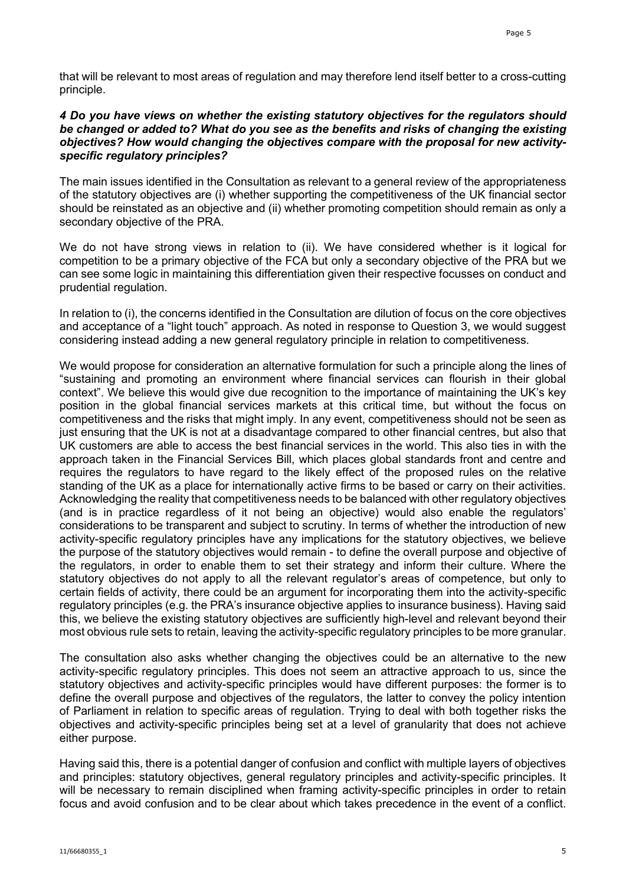that will be relevant to most areas of regulation and may therefore lend itself better to a cross-cutting principle.

***4 Do you have views on whether the existing statutory objectives for the regulators should be changed or added to? What do you see as the benefits and risks of changing the existing objectives? How would changing the objectives compare with the proposal for new activity-specific regulatory principles?***

The main issues identified in the Consultation as relevant to a general review of the appropriateness of the statutory objectives are (i) whether supporting the competitiveness of the UK financial sector should be reinstated as an objective and (ii) whether promoting competition should remain as only a secondary objective of the PRA.

We do not have strong views in relation to (ii). We have considered whether is it logical for competition to be a primary objective of the FCA but only a secondary objective of the PRA but we can see some logic in maintaining this differentiation given their respective focusses on conduct and prudential regulation.

In relation to (i), the concerns identified in the Consultation are dilution of focus on the core objectives and acceptance of a "light touch" approach. As noted in response to Question 3, we would suggest considering instead adding a new general regulatory principle in relation to competitiveness.

We would propose for consideration an alternative formulation for such a principle along the lines of "sustaining and promoting an environment where financial services can flourish in their global context". We believe this would give due recognition to the importance of maintaining the UK's key position in the global financial services markets at this critical time, but without the focus on competitiveness and the risks that might imply. In any event, competitiveness should not be seen as just ensuring that the UK is not at a disadvantage compared to other financial centres, but also that UK customers are able to access the best financial services in the world. This also ties in with the approach taken in the Financial Services Bill, which places global standards front and centre and requires the regulators to have regard to the likely effect of the proposed rules on the relative standing of the UK as a place for internationally active firms to be based or carry on their activities. Acknowledging the reality that competitiveness needs to be balanced with other regulatory objectives (and is in practice regardless of it not being an objective) would also enable the regulators' considerations to be transparent and subject to scrutiny. In terms of whether the introduction of new activity-specific regulatory principles have any implications for the statutory objectives, we believe the purpose of the statutory objectives would remain - to define the overall purpose and objective of the regulators, in order to enable them to set their strategy and inform their culture. Where the statutory objectives do not apply to all the relevant regulator's areas of competence, but only to certain fields of activity, there could be an argument for incorporating them into the activity-specific regulatory principles (e.g. the PRA's insurance objective applies to insurance business). Having said this, we believe the existing statutory objectives are sufficiently high-level and relevant beyond their most obvious rule sets to retain, leaving the activity-specific regulatory principles to be more granular.

The consultation also asks whether changing the objectives could be an alternative to the new activity-specific regulatory principles. This does not seem an attractive approach to us, since the statutory objectives and activity-specific principles would have different purposes: the former is to define the overall purpose and objectives of the regulators, the latter to convey the policy intention of Parliament in relation to specific areas of regulation. Trying to deal with both together risks the objectives and activity-specific principles being set at a level of granularity that does not achieve either purpose.

Having said this, there is a potential danger of confusion and conflict with multiple layers of objectives and principles: statutory objectives, general regulatory principles and activity-specific principles. It will be necessary to remain disciplined when framing activity-specific principles in order to retain focus and avoid confusion and to be clear about which takes precedence in the event of a conflict.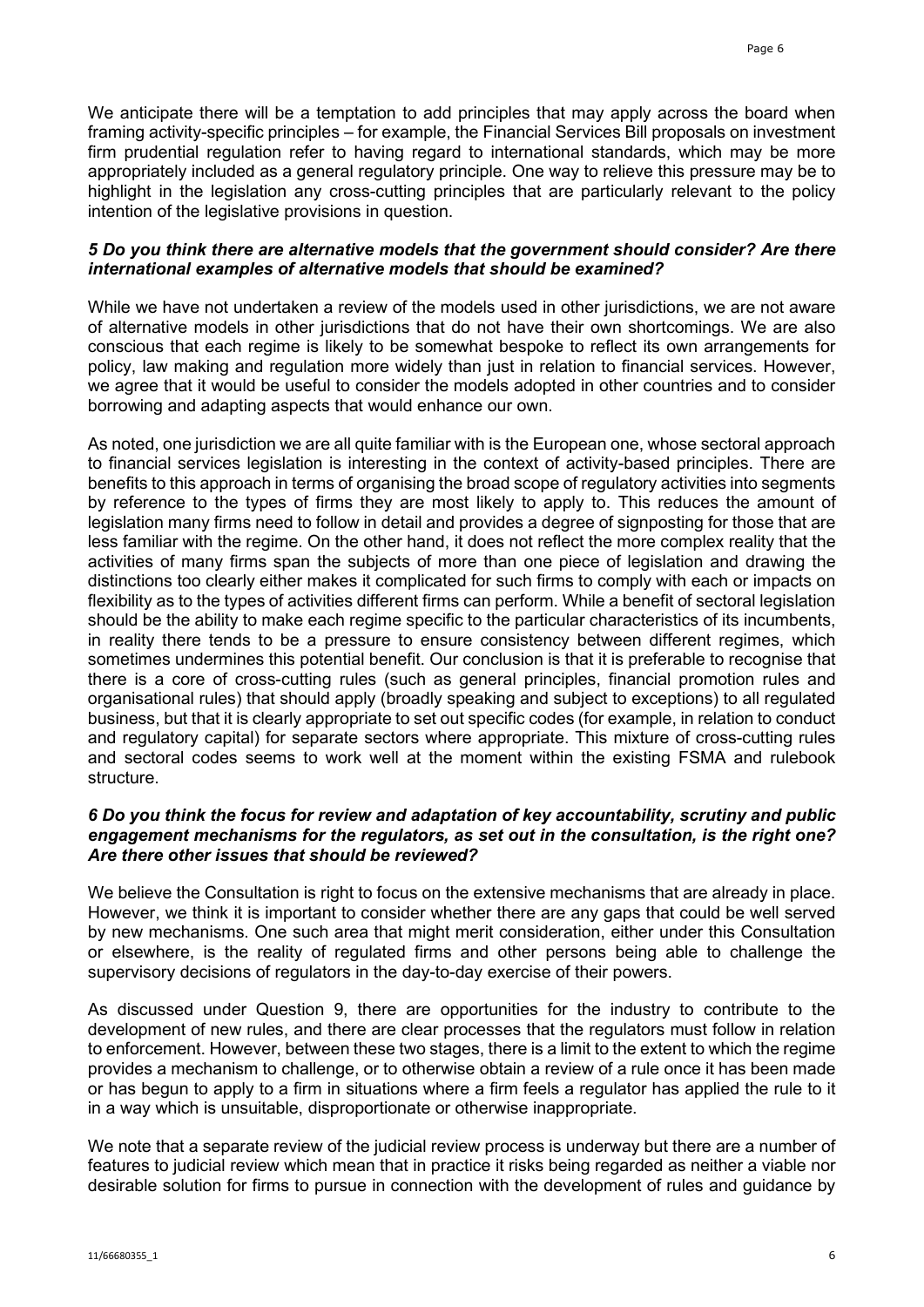We anticipate there will be a temptation to add principles that may apply across the board when framing activity-specific principles – for example, the Financial Services Bill proposals on investment firm prudential regulation refer to having regard to international standards, which may be more appropriately included as a general regulatory principle. One way to relieve this pressure may be to highlight in the legislation any cross-cutting principles that are particularly relevant to the policy intention of the legislative provisions in question.

***5 Do you think there are alternative models that the government should consider? Are there international examples of alternative models that should be examined?***

While we have not undertaken a review of the models used in other jurisdictions, we are not aware of alternative models in other jurisdictions that do not have their own shortcomings. We are also conscious that each regime is likely to be somewhat bespoke to reflect its own arrangements for policy, law making and regulation more widely than just in relation to financial services. However, we agree that it would be useful to consider the models adopted in other countries and to consider borrowing and adapting aspects that would enhance our own.

As noted, one jurisdiction we are all quite familiar with is the European one, whose sectoral approach to financial services legislation is interesting in the context of activity-based principles. There are benefits to this approach in terms of organising the broad scope of regulatory activities into segments by reference to the types of firms they are most likely to apply to. This reduces the amount of legislation many firms need to follow in detail and provides a degree of signposting for those that are less familiar with the regime. On the other hand, it does not reflect the more complex reality that the activities of many firms span the subjects of more than one piece of legislation and drawing the distinctions too clearly either makes it complicated for such firms to comply with each or impacts on flexibility as to the types of activities different firms can perform. While a benefit of sectoral legislation should be the ability to make each regime specific to the particular characteristics of its incumbents, in reality there tends to be a pressure to ensure consistency between different regimes, which sometimes undermines this potential benefit. Our conclusion is that it is preferable to recognise that there is a core of cross-cutting rules (such as general principles, financial promotion rules and organisational rules) that should apply (broadly speaking and subject to exceptions) to all regulated business, but that it is clearly appropriate to set out specific codes (for example, in relation to conduct and regulatory capital) for separate sectors where appropriate. This mixture of cross-cutting rules and sectoral codes seems to work well at the moment within the existing FSMA and rulebook structure.

***6 Do you think the focus for review and adaptation of key accountability, scrutiny and public engagement mechanisms for the regulators, as set out in the consultation, is the right one? Are there other issues that should be reviewed?***

We believe the Consultation is right to focus on the extensive mechanisms that are already in place. However, we think it is important to consider whether there are any gaps that could be well served by new mechanisms. One such area that might merit consideration, either under this Consultation or elsewhere, is the reality of regulated firms and other persons being able to challenge the supervisory decisions of regulators in the day-to-day exercise of their powers.

As discussed under Question 9, there are opportunities for the industry to contribute to the development of new rules, and there are clear processes that the regulators must follow in relation to enforcement. However, between these two stages, there is a limit to the extent to which the regime provides a mechanism to challenge, or to otherwise obtain a review of a rule once it has been made or has begun to apply to a firm in situations where a firm feels a regulator has applied the rule to it in a way which is unsuitable, disproportionate or otherwise inappropriate.

We note that a separate review of the judicial review process is underway but there are a number of features to judicial review which mean that in practice it risks being regarded as neither a viable nor desirable solution for firms to pursue in connection with the development of rules and guidance by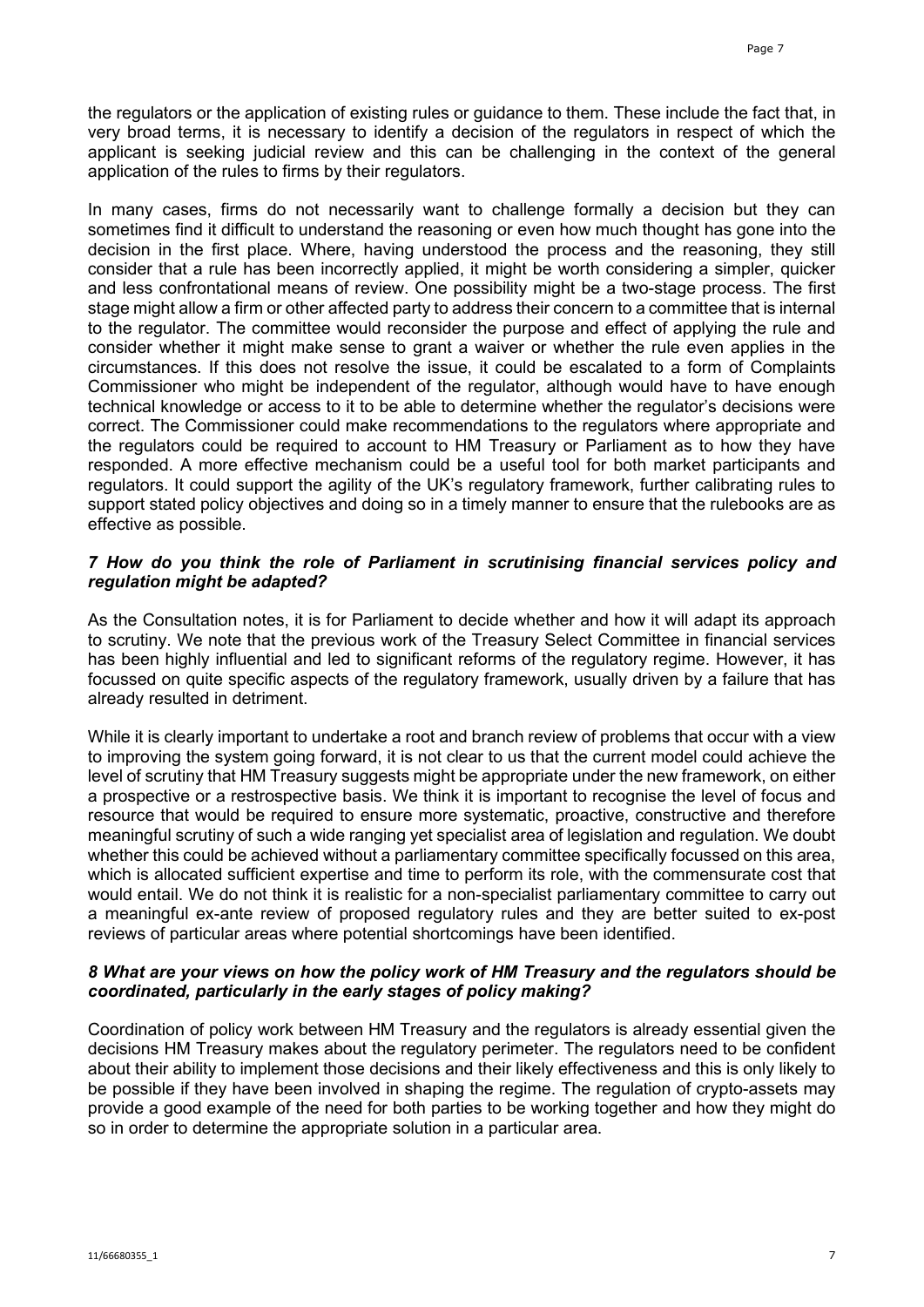the regulators or the application of existing rules or guidance to them. These include the fact that, in very broad terms, it is necessary to identify a decision of the regulators in respect of which the applicant is seeking judicial review and this can be challenging in the context of the general application of the rules to firms by their regulators.

In many cases, firms do not necessarily want to challenge formally a decision but they can sometimes find it difficult to understand the reasoning or even how much thought has gone into the decision in the first place. Where, having understood the process and the reasoning, they still consider that a rule has been incorrectly applied, it might be worth considering a simpler, quicker and less confrontational means of review. One possibility might be a two-stage process. The first stage might allow a firm or other affected party to address their concern to a committee that is internal to the regulator. The committee would reconsider the purpose and effect of applying the rule and consider whether it might make sense to grant a waiver or whether the rule even applies in the circumstances. If this does not resolve the issue, it could be escalated to a form of Complaints Commissioner who might be independent of the regulator, although would have to have enough technical knowledge or access to it to be able to determine whether the regulator's decisions were correct. The Commissioner could make recommendations to the regulators where appropriate and the regulators could be required to account to HM Treasury or Parliament as to how they have responded. A more effective mechanism could be a useful tool for both market participants and regulators. It could support the agility of the UK's regulatory framework, further calibrating rules to support stated policy objectives and doing so in a timely manner to ensure that the rulebooks are as effective as possible.

### *7 How do you think the role of Parliament in scrutinising financial services policy and regulation might be adapted?*

As the Consultation notes, it is for Parliament to decide whether and how it will adapt its approach to scrutiny. We note that the previous work of the Treasury Select Committee in financial services has been highly influential and led to significant reforms of the regulatory regime. However, it has focussed on quite specific aspects of the regulatory framework, usually driven by a failure that has already resulted in detriment.

While it is clearly important to undertake a root and branch review of problems that occur with a view to improving the system going forward, it is not clear to us that the current model could achieve the level of scrutiny that HM Treasury suggests might be appropriate under the new framework, on either a prospective or a restrospective basis. We think it is important to recognise the level of focus and resource that would be required to ensure more systematic, proactive, constructive and therefore meaningful scrutiny of such a wide ranging yet specialist area of legislation and regulation. We doubt whether this could be achieved without a parliamentary committee specifically focussed on this area, which is allocated sufficient expertise and time to perform its role, with the commensurate cost that would entail. We do not think it is realistic for a non-specialist parliamentary committee to carry out a meaningful ex-ante review of proposed regulatory rules and they are better suited to ex-post reviews of particular areas where potential shortcomings have been identified.

### *8 What are your views on how the policy work of HM Treasury and the regulators should be coordinated, particularly in the early stages of policy making?*

Coordination of policy work between HM Treasury and the regulators is already essential given the decisions HM Treasury makes about the regulatory perimeter. The regulators need to be confident about their ability to implement those decisions and their likely effectiveness and this is only likely to be possible if they have been involved in shaping the regime. The regulation of crypto-assets may provide a good example of the need for both parties to be working together and how they might do so in order to determine the appropriate solution in a particular area.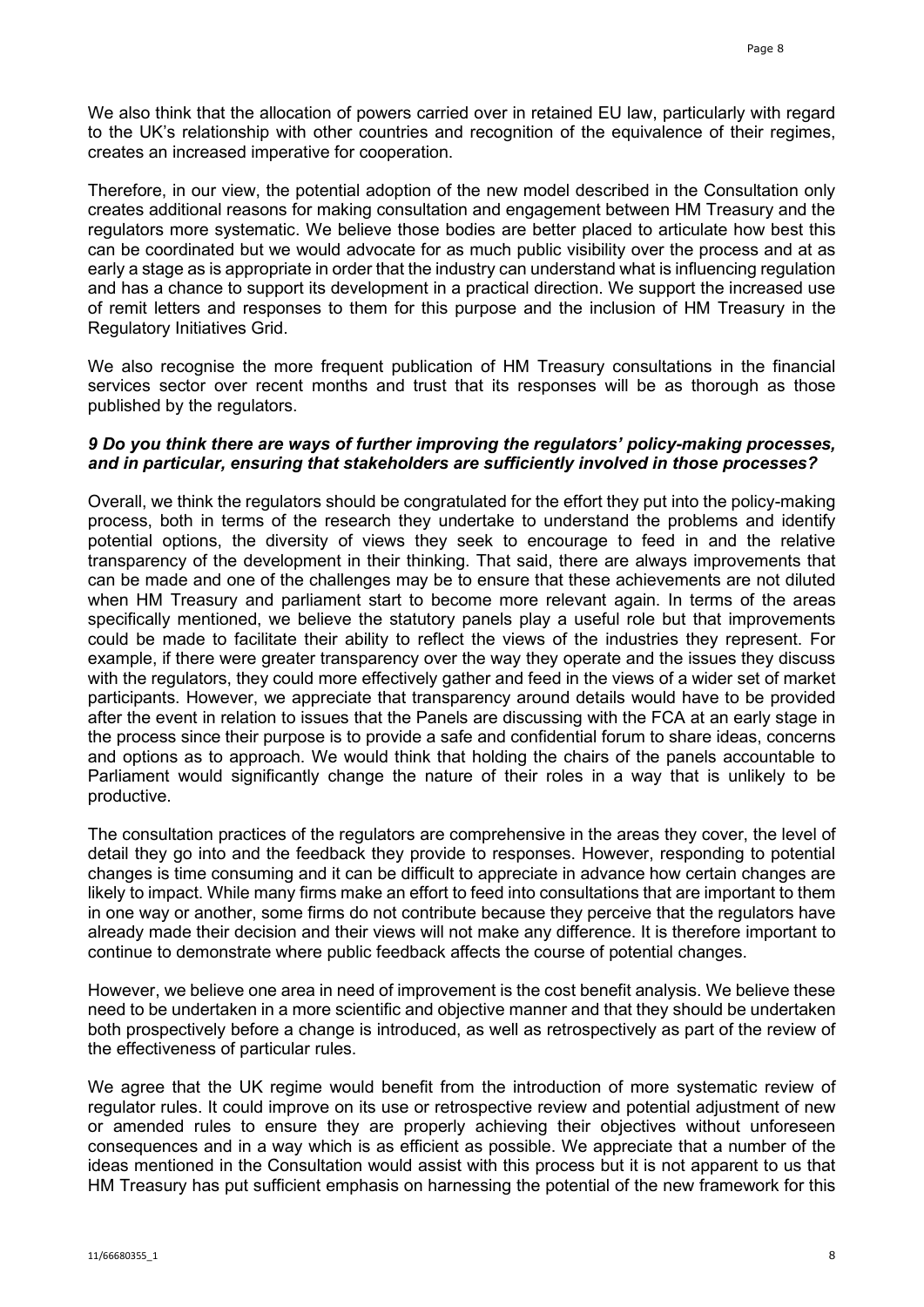We also think that the allocation of powers carried over in retained EU law, particularly with regard to the UK's relationship with other countries and recognition of the equivalence of their regimes, creates an increased imperative for cooperation.

Therefore, in our view, the potential adoption of the new model described in the Consultation only creates additional reasons for making consultation and engagement between HM Treasury and the regulators more systematic. We believe those bodies are better placed to articulate how best this can be coordinated but we would advocate for as much public visibility over the process and at as early a stage as is appropriate in order that the industry can understand what is influencing regulation and has a chance to support its development in a practical direction. We support the increased use of remit letters and responses to them for this purpose and the inclusion of HM Treasury in the Regulatory Initiatives Grid.

We also recognise the more frequent publication of HM Treasury consultations in the financial services sector over recent months and trust that its responses will be as thorough as those published by the regulators.

***9 Do you think there are ways of further improving the regulators' policy-making processes, and in particular, ensuring that stakeholders are sufficiently involved in those processes?***

Overall, we think the regulators should be congratulated for the effort they put into the policy-making process, both in terms of the research they undertake to understand the problems and identify potential options, the diversity of views they seek to encourage to feed in and the relative transparency of the development in their thinking. That said, there are always improvements that can be made and one of the challenges may be to ensure that these achievements are not diluted when HM Treasury and parliament start to become more relevant again. In terms of the areas specifically mentioned, we believe the statutory panels play a useful role but that improvements could be made to facilitate their ability to reflect the views of the industries they represent. For example, if there were greater transparency over the way they operate and the issues they discuss with the regulators, they could more effectively gather and feed in the views of a wider set of market participants. However, we appreciate that transparency around details would have to be provided after the event in relation to issues that the Panels are discussing with the FCA at an early stage in the process since their purpose is to provide a safe and confidential forum to share ideas, concerns and options as to approach. We would think that holding the chairs of the panels accountable to Parliament would significantly change the nature of their roles in a way that is unlikely to be productive.

The consultation practices of the regulators are comprehensive in the areas they cover, the level of detail they go into and the feedback they provide to responses. However, responding to potential changes is time consuming and it can be difficult to appreciate in advance how certain changes are likely to impact. While many firms make an effort to feed into consultations that are important to them in one way or another, some firms do not contribute because they perceive that the regulators have already made their decision and their views will not make any difference. It is therefore important to continue to demonstrate where public feedback affects the course of potential changes.

However, we believe one area in need of improvement is the cost benefit analysis. We believe these need to be undertaken in a more scientific and objective manner and that they should be undertaken both prospectively before a change is introduced, as well as retrospectively as part of the review of the effectiveness of particular rules.

We agree that the UK regime would benefit from the introduction of more systematic review of regulator rules. It could improve on its use or retrospective review and potential adjustment of new or amended rules to ensure they are properly achieving their objectives without unforeseen consequences and in a way which is as efficient as possible. We appreciate that a number of the ideas mentioned in the Consultation would assist with this process but it is not apparent to us that HM Treasury has put sufficient emphasis on harnessing the potential of the new framework for this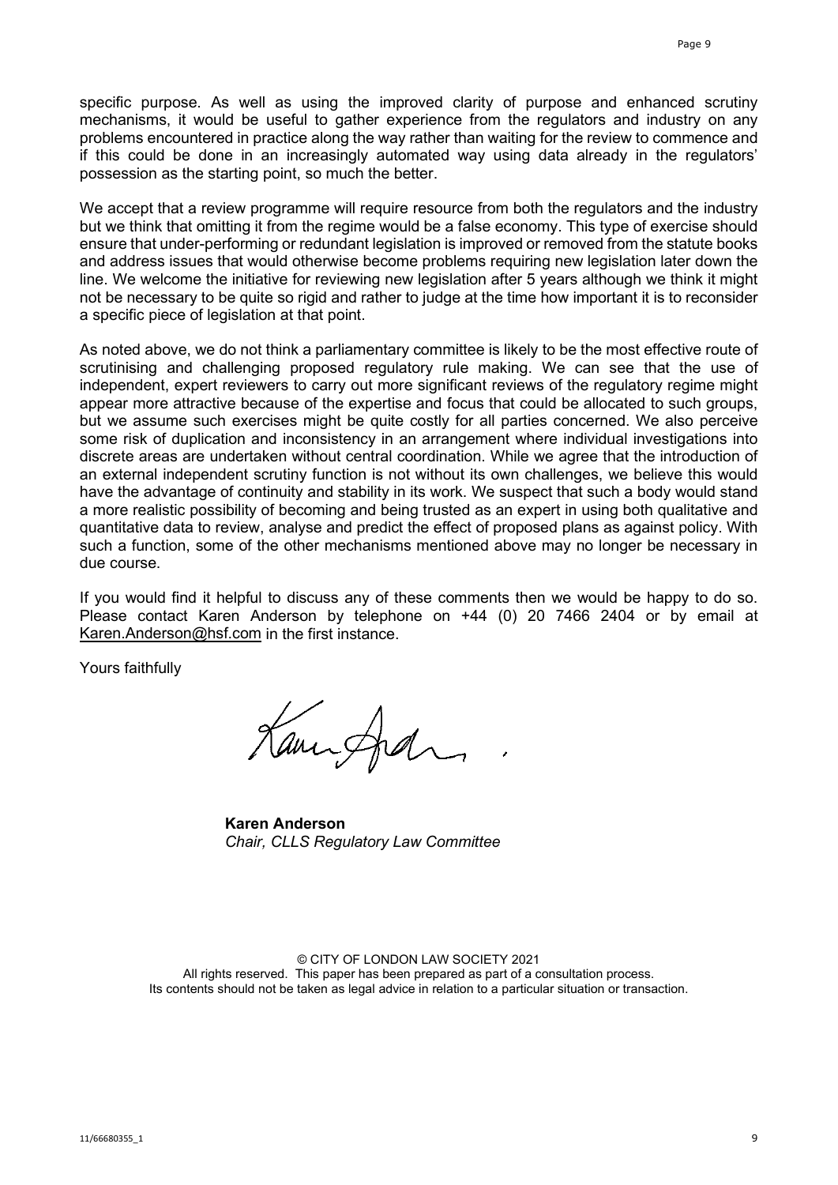specific purpose. As well as using the improved clarity of purpose and enhanced scrutiny mechanisms, it would be useful to gather experience from the regulators and industry on any problems encountered in practice along the way rather than waiting for the review to commence and if this could be done in an increasingly automated way using data already in the regulators' possession as the starting point, so much the better.

We accept that a review programme will require resource from both the regulators and the industry but we think that omitting it from the regime would be a false economy. This type of exercise should ensure that under-performing or redundant legislation is improved or removed from the statute books and address issues that would otherwise become problems requiring new legislation later down the line. We welcome the initiative for reviewing new legislation after 5 years although we think it might not be necessary to be quite so rigid and rather to judge at the time how important it is to reconsider a specific piece of legislation at that point.

As noted above, we do not think a parliamentary committee is likely to be the most effective route of scrutinising and challenging proposed regulatory rule making. We can see that the use of independent, expert reviewers to carry out more significant reviews of the regulatory regime might appear more attractive because of the expertise and focus that could be allocated to such groups, but we assume such exercises might be quite costly for all parties concerned. We also perceive some risk of duplication and inconsistency in an arrangement where individual investigations into discrete areas are undertaken without central coordination. While we agree that the introduction of an external independent scrutiny function is not without its own challenges, we believe this would have the advantage of continuity and stability in its work. We suspect that such a body would stand a more realistic possibility of becoming and being trusted as an expert in using both qualitative and quantitative data to review, analyse and predict the effect of proposed plans as against policy. With such a function, some of the other mechanisms mentioned above may no longer be necessary in due course.

If you would find it helpful to discuss any of these comments then we would be happy to do so. Please contact Karen Anderson by telephone on +44 (0) 20 7466 2404 or by email at Karen.Anderson@hsf.com in the first instance.

Yours faithfully

**Karen Anderson**
*Chair, CLLS Regulatory Law Committee*

© CITY OF LONDON LAW SOCIETY 2021
All rights reserved. This paper has been prepared as part of a consultation process.
Its contents should not be taken as legal advice in relation to a particular situation or transaction.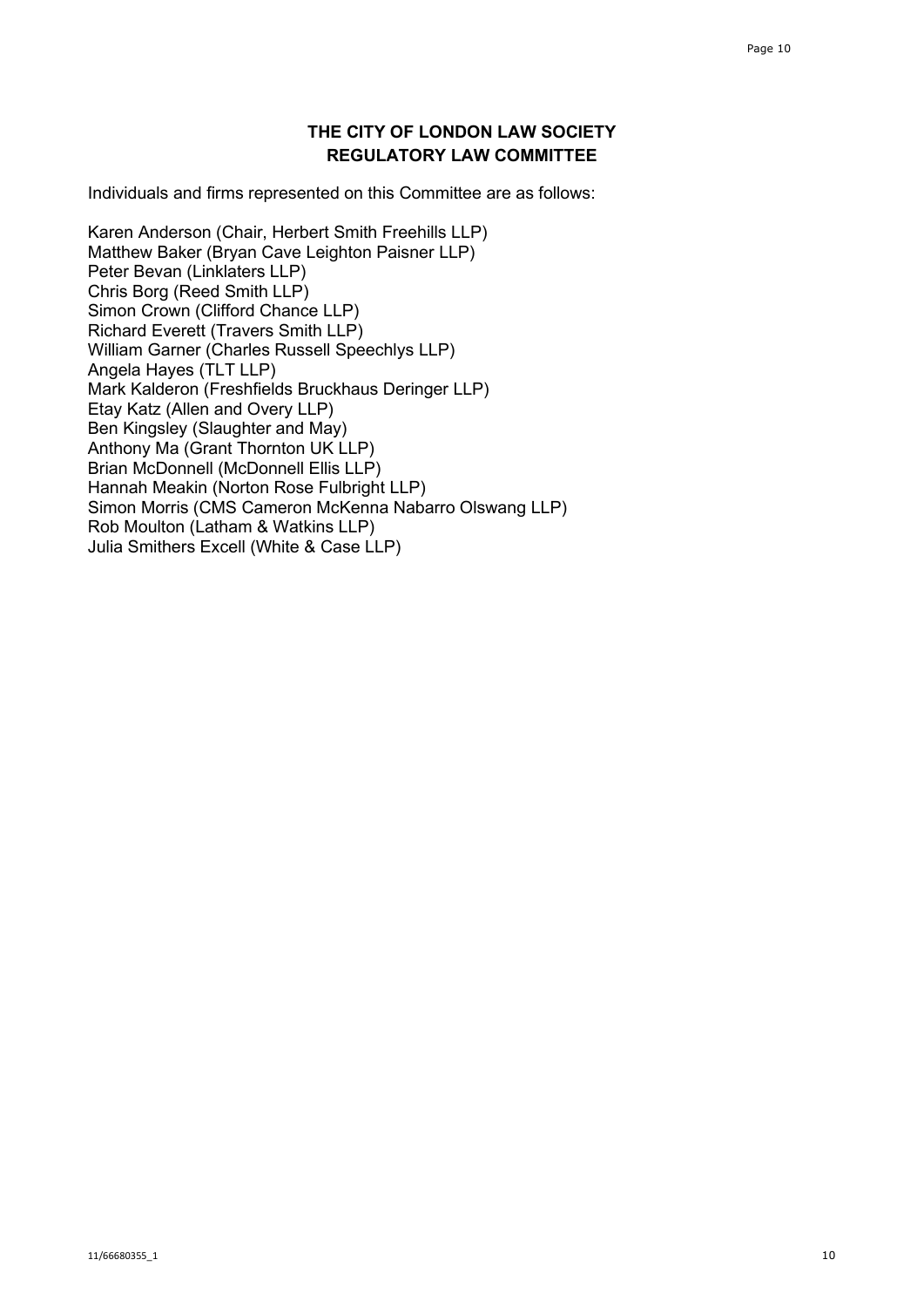**THE CITY OF LONDON LAW SOCIETY**
**REGULATORY LAW COMMITTEE**

Individuals and firms represented on this Committee are as follows:

Karen Anderson (Chair, Herbert Smith Freehills LLP)
Matthew Baker (Bryan Cave Leighton Paisner LLP)
Peter Bevan (Linklaters LLP)
Chris Borg (Reed Smith LLP)
Simon Crown (Clifford Chance LLP)
Richard Everett (Travers Smith LLP)
William Garner (Charles Russell Speechlys LLP)
Angela Hayes (TLT LLP)
Mark Kalderon (Freshfields Bruckhaus Deringer LLP)
Etay Katz (Allen and Overy LLP)
Ben Kingsley (Slaughter and May)
Anthony Ma (Grant Thornton UK LLP)
Brian McDonnell (McDonnell Ellis LLP)
Hannah Meakin (Norton Rose Fulbright LLP)
Simon Morris (CMS Cameron McKenna Nabarro Olswang LLP)
Rob Moulton (Latham & Watkins LLP)
Julia Smithers Excell (White & Case LLP)